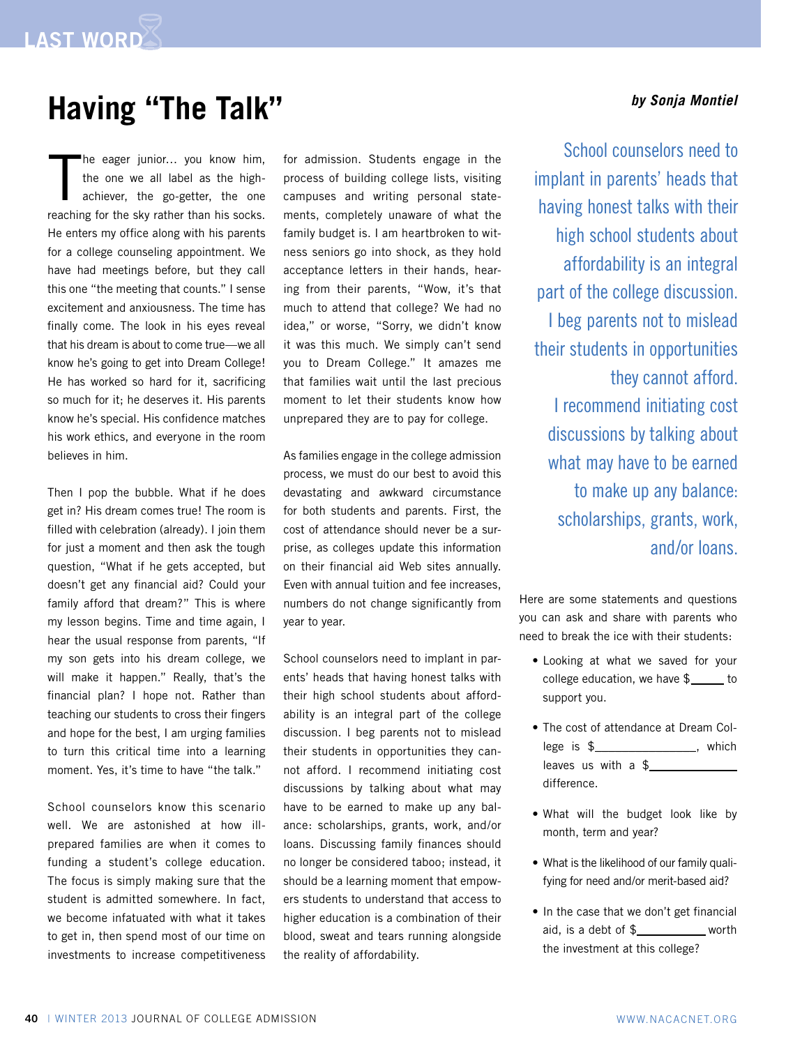# Having "The Talk"

***by Sonja Montiel***

The eager junior… you know him, the one we all label as the high-achiever, the go-getter, the one reaching for the sky rather than his socks. He enters my office along with his parents for a college counseling appointment. We have had meetings before, but they call this one "the meeting that counts." I sense excitement and anxiousness. The time has finally come. The look in his eyes reveal that his dream is about to come true—we all know he's going to get into Dream College! He has worked so hard for it, sacrificing so much for it; he deserves it. His parents know he's special. His confidence matches his work ethics, and everyone in the room believes in him.

Then I pop the bubble. What if he does get in? His dream comes true! The room is filled with celebration (already). I join them for just a moment and then ask the tough question, "What if he gets accepted, but doesn't get any financial aid? Could your family afford that dream?" This is where my lesson begins. Time and time again, I hear the usual response from parents, "If my son gets into his dream college, we will make it happen." Really, that's the financial plan? I hope not. Rather than teaching our students to cross their fingers and hope for the best, I am urging families to turn this critical time into a learning moment. Yes, it's time to have "the talk."

School counselors know this scenario well. We are astonished at how ill-prepared families are when it comes to funding a student's college education. The focus is simply making sure that the student is admitted somewhere. In fact, we become infatuated with what it takes to get in, then spend most of our time on investments to increase competitiveness for admission. Students engage in the process of building college lists, visiting campuses and writing personal statements, completely unaware of what the family budget is. I am heartbroken to witness seniors go into shock, as they hold acceptance letters in their hands, hearing from their parents, "Wow, it's that much to attend that college? We had no idea," or worse, "Sorry, we didn't know it was this much. We simply can't send you to Dream College." It amazes me that families wait until the last precious moment to let their students know how unprepared they are to pay for college.

As families engage in the college admission process, we must do our best to avoid this devastating and awkward circumstance for both students and parents. First, the cost of attendance should never be a surprise, as colleges update this information on their financial aid Web sites annually. Even with annual tuition and fee increases, numbers do not change significantly from year to year.

School counselors need to implant in parents' heads that having honest talks with their high school students about affordability is an integral part of the college discussion. I beg parents not to mislead their students in opportunities they cannot afford. I recommend initiating cost discussions by talking about what may have to be earned to make up any balance: scholarships, grants, work, and/or loans. Discussing family finances should no longer be considered taboo; instead, it should be a learning moment that empowers students to understand that access to higher education is a combination of their blood, sweat and tears running alongside the reality of affordability.

> School counselors need to implant in parents' heads that having honest talks with their high school students about affordability is an integral part of the college discussion. I beg parents not to mislead their students in opportunities they cannot afford. I recommend initiating cost discussions by talking about what may have to be earned to make up any balance: scholarships, grants, work, and/or loans.

Here are some statements and questions you can ask and share with parents who need to break the ice with their students:

- Looking at what we saved for your college education, we have $\_\_\_\_\_ to support you.
- The cost of attendance at Dream College is $\_\_\_\_\_\_\_\_\_\_\_\_\_\_, which leaves us with a $\_\_\_\_\_\_\_\_\_\_\_\_\_ difference.
- What will the budget look like by month, term and year?
- What is the likelihood of our family qualifying for need and/or merit-based aid?
- In the case that we don't get financial aid, is a debt of $\_\_\_\_\_\_\_\_\_\_ worth the investment at this college?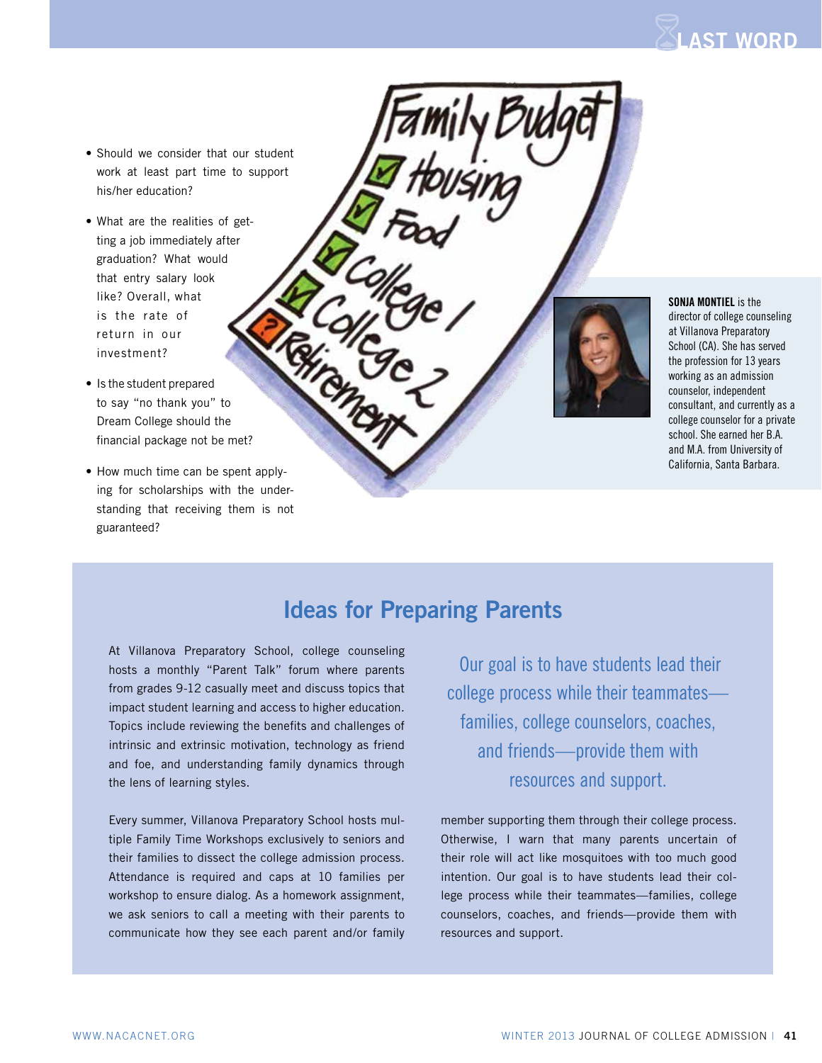- Should we consider that our student work at least part time to support his/her education?
- What are the realities of getting a job immediately after graduation? What would that entry salary look like? Overall, what is the rate of return in our investment?
- Is the student prepared to say "no thank you" to Dream College should the financial package not be met?
- How much time can be spent applying for scholarships with the understanding that receiving them is not guaranteed?

Family Budget
Housing
Food
College 1
College 2
Retirement

**SONJA MONTIEL** is the director of college counseling at Villanova Preparatory School (CA). She has served the profession for 13 years working as an admission counselor, independent consultant, and currently as a college counselor for a private school. She earned her B.A. and M.A. from University of California, Santa Barbara.

## Ideas for Preparing Parents

At Villanova Preparatory School, college counseling hosts a monthly "Parent Talk" forum where parents from grades 9-12 casually meet and discuss topics that impact student learning and access to higher education. Topics include reviewing the benefits and challenges of intrinsic and extrinsic motivation, technology as friend and foe, and understanding family dynamics through the lens of learning styles.

Every summer, Villanova Preparatory School hosts multiple Family Time Workshops exclusively to seniors and their families to dissect the college admission process. Attendance is required and caps at 10 families per workshop to ensure dialog. As a homework assignment, we ask seniors to call a meeting with their parents to communicate how they see each parent and/or family member supporting them through their college process. Otherwise, I warn that many parents uncertain of their role will act like mosquitoes with too much good intention. Our goal is to have students lead their college process while their teammates—families, college counselors, coaches, and friends—provide them with resources and support.

> Our goal is to have students lead their college process while their teammates—families, college counselors, coaches, and friends—provide them with resources and support.